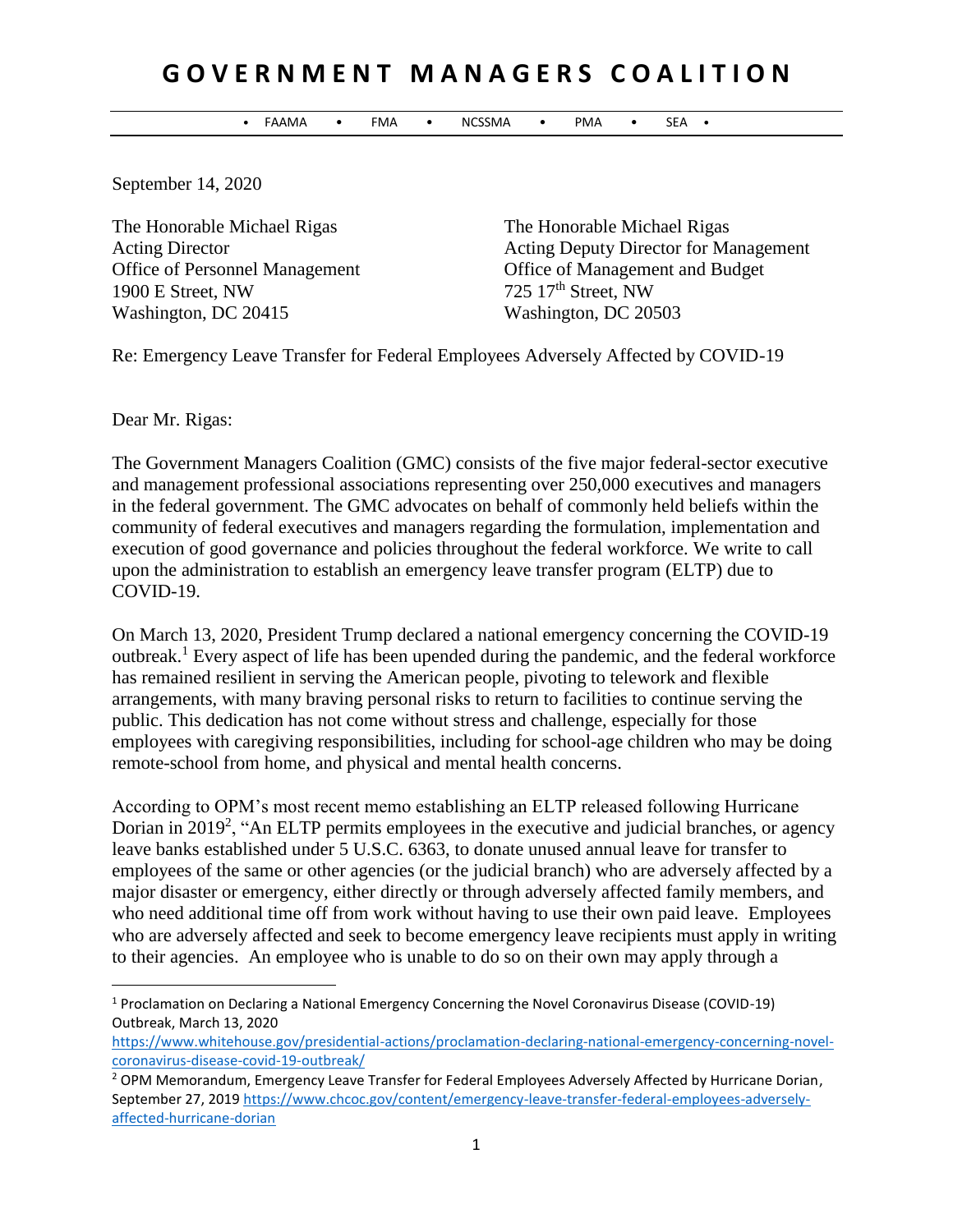# GOVERNMENT MANAGERS COALITION

• FAAMA • FMA • NCSSMA • PMA • SEA •

September 14, 2020

The Honorable Michael Rigas
Acting Director
Office of Personnel Management
1900 E Street, NW
Washington, DC 20415

The Honorable Michael Rigas
Acting Deputy Director for Management
Office of Management and Budget
725 17th Street, NW
Washington, DC 20503

Re: Emergency Leave Transfer for Federal Employees Adversely Affected by COVID-19

Dear Mr. Rigas:

The Government Managers Coalition (GMC) consists of the five major federal-sector executive and management professional associations representing over 250,000 executives and managers in the federal government. The GMC advocates on behalf of commonly held beliefs within the community of federal executives and managers regarding the formulation, implementation and execution of good governance and policies throughout the federal workforce. We write to call upon the administration to establish an emergency leave transfer program (ELTP) due to COVID-19.

On March 13, 2020, President Trump declared a national emergency concerning the COVID-19 outbreak.[1] Every aspect of life has been upended during the pandemic, and the federal workforce has remained resilient in serving the American people, pivoting to telework and flexible arrangements, with many braving personal risks to return to facilities to continue serving the public. This dedication has not come without stress and challenge, especially for those employees with caregiving responsibilities, including for school-age children who may be doing remote-school from home, and physical and mental health concerns.

According to OPM's most recent memo establishing an ELTP released following Hurricane Dorian in 2019[2], "An ELTP permits employees in the executive and judicial branches, or agency leave banks established under 5 U.S.C. 6363, to donate unused annual leave for transfer to employees of the same or other agencies (or the judicial branch) who are adversely affected by a major disaster or emergency, either directly or through adversely affected family members, and who need additional time off from work without having to use their own paid leave. Employees who are adversely affected and seek to become emergency leave recipients must apply in writing to their agencies. An employee who is unable to do so on their own may apply through a

---

[1] Proclamation on Declaring a National Emergency Concerning the Novel Coronavirus Disease (COVID-19) Outbreak, March 13, 2020 https://www.whitehouse.gov/presidential-actions/proclamation-declaring-national-emergency-concerning-novel-coronavirus-disease-covid-19-outbreak/

[2] OPM Memorandum, Emergency Leave Transfer for Federal Employees Adversely Affected by Hurricane Dorian, September 27, 2019 https://www.chcoc.gov/content/emergency-leave-transfer-federal-employees-adversely-affected-hurricane-dorian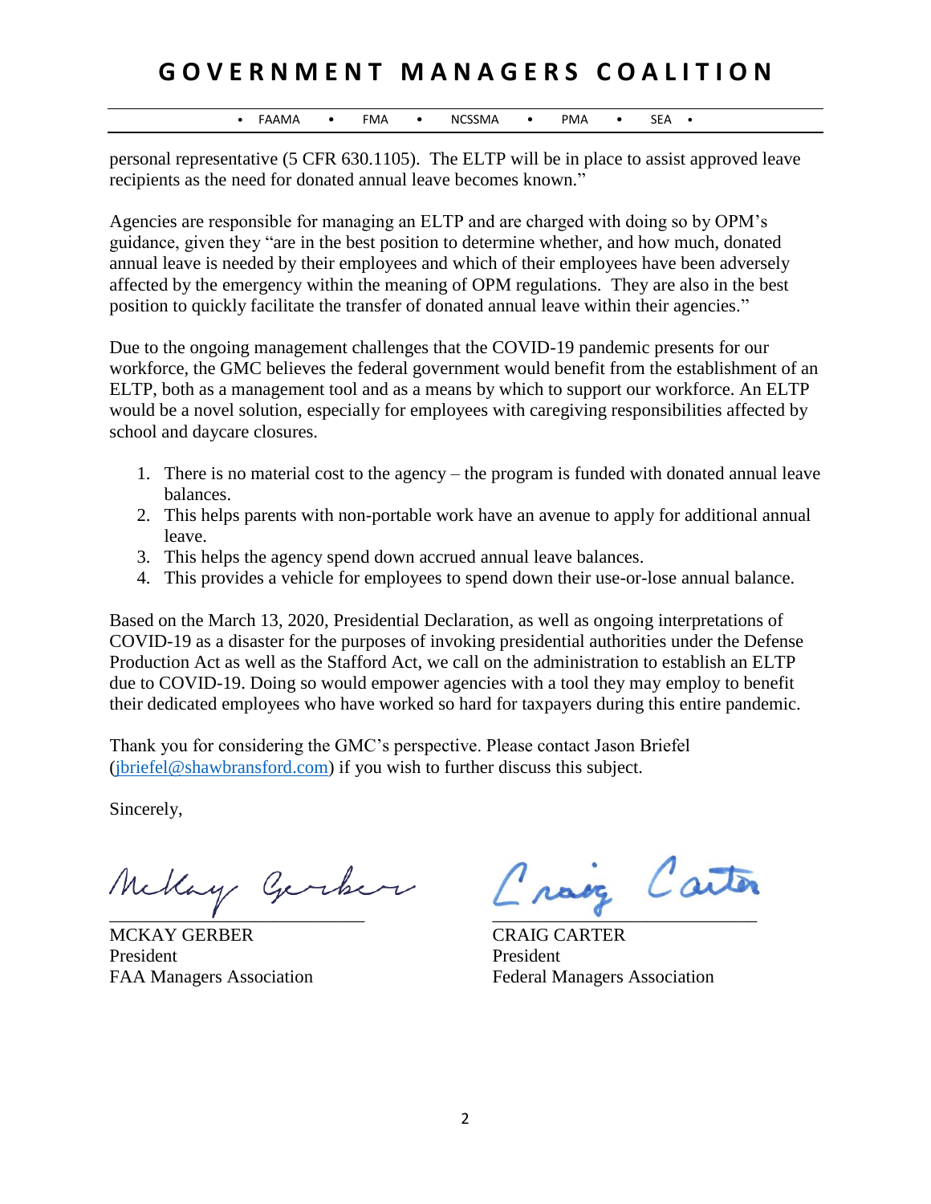personal representative (5 CFR 630.1105). The ELTP will be in place to assist approved leave recipients as the need for donated annual leave becomes known."

Agencies are responsible for managing an ELTP and are charged with doing so by OPM's guidance, given they "are in the best position to determine whether, and how much, donated annual leave is needed by their employees and which of their employees have been adversely affected by the emergency within the meaning of OPM regulations. They are also in the best position to quickly facilitate the transfer of donated annual leave within their agencies."

Due to the ongoing management challenges that the COVID-19 pandemic presents for our workforce, the GMC believes the federal government would benefit from the establishment of an ELTP, both as a management tool and as a means by which to support our workforce. An ELTP would be a novel solution, especially for employees with caregiving responsibilities affected by school and daycare closures.

1. There is no material cost to the agency – the program is funded with donated annual leave balances.
2. This helps parents with non-portable work have an avenue to apply for additional annual leave.
3. This helps the agency spend down accrued annual leave balances.
4. This provides a vehicle for employees to spend down their use-or-lose annual balance.

Based on the March 13, 2020, Presidential Declaration, as well as ongoing interpretations of COVID-19 as a disaster for the purposes of invoking presidential authorities under the Defense Production Act as well as the Stafford Act, we call on the administration to establish an ELTP due to COVID-19. Doing so would empower agencies with a tool they may employ to benefit their dedicated employees who have worked so hard for taxpayers during this entire pandemic.

Thank you for considering the GMC's perspective. Please contact Jason Briefel (jbriefel@shawbransford.com) if you wish to further discuss this subject.

Sincerely,

MCKAY GERBER
President
FAA Managers Association

CRAIG CARTER
President
Federal Managers Association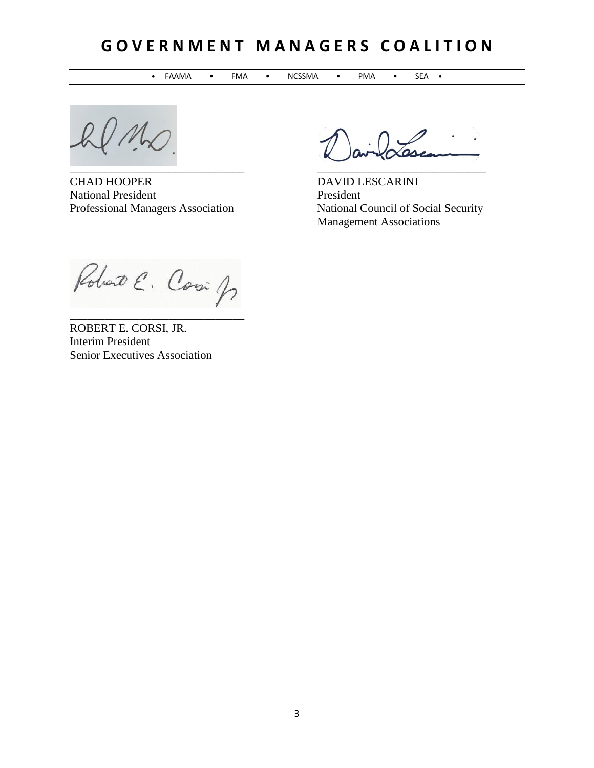# GOVERNMENT MANAGERS COALITION

• FAAMA • FMA • NCSSMA • PMA • SEA •

\_\_\_\_\_\_\_\_\_\_\_\_\_\_\_\_\_\_\_\_\_\_\_\_\_\_\_\_\_\_\_\_

CHAD HOOPER
National President
Professional Managers Association

\_\_\_\_\_\_\_\_\_\_\_\_\_\_\_\_\_\_\_\_\_\_\_\_\_\_\_\_\_\_\_\_

DAVID LESCARINI
President
National Council of Social Security Management Associations

\_\_\_\_\_\_\_\_\_\_\_\_\_\_\_\_\_\_\_\_\_\_\_\_\_\_\_\_\_\_\_\_

ROBERT E. CORSI, JR.
Interim President
Senior Executives Association